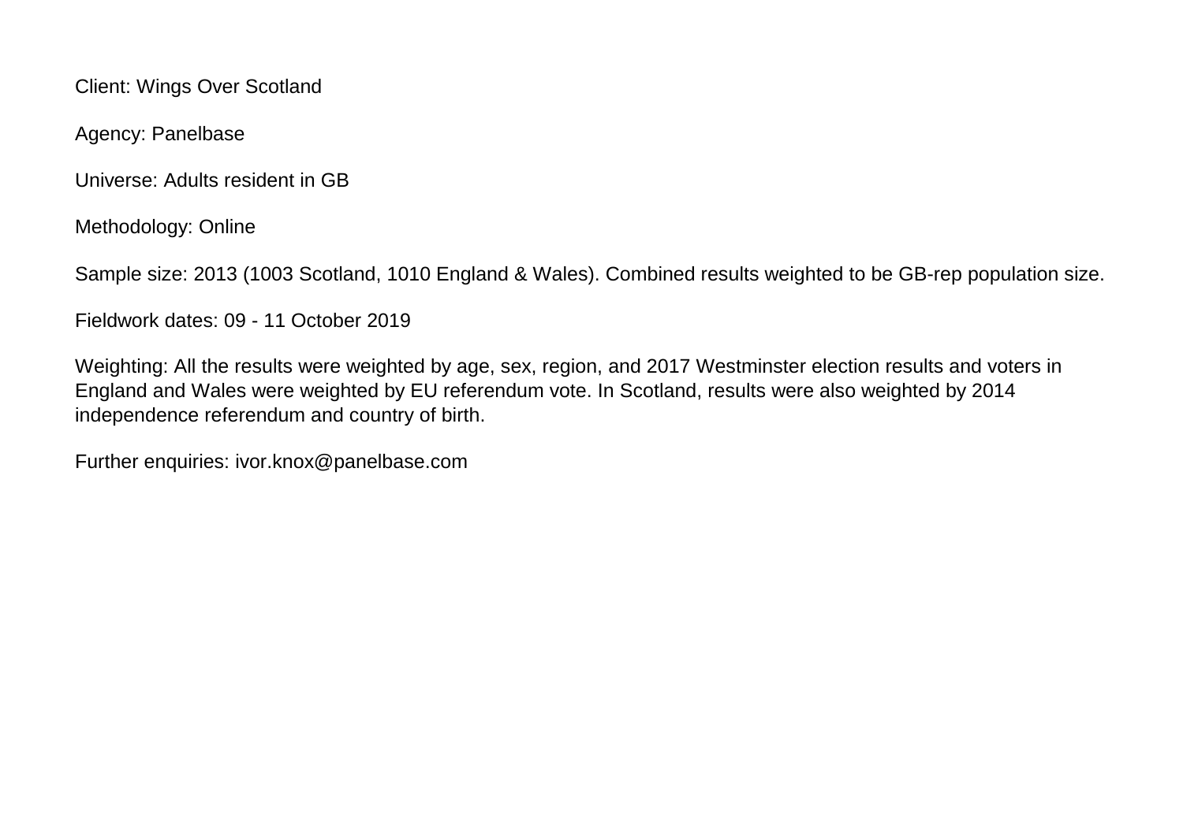Client: Wings Over Scotland

Agency: Panelbase

Universe: Adults resident in GB

Methodology: Online

Sample size: 2013 (1003 Scotland, 1010 England & Wales). Combined results weighted to be GB-rep population size.

Fieldwork dates: 09 - 11 October 2019

Weighting: All the results were weighted by age, sex, region, and 2017 Westminster election results and voters in England and Wales were weighted by EU referendum vote. In Scotland, results were also weighted by 2014 independence referendum and country of birth.

Further enquiries: ivor.knox@panelbase.com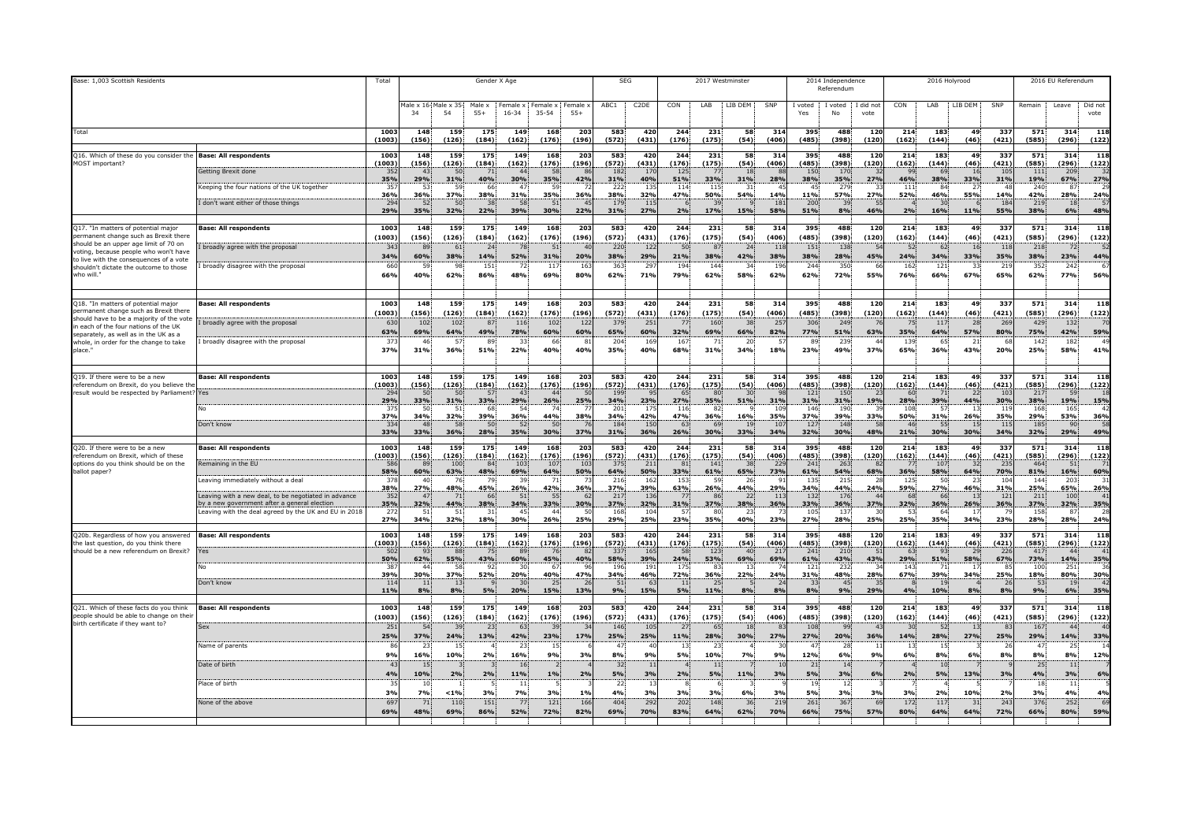| Base: 1,003 Scottish Residents | | Total | Gender X Age | | | | | | SEG | | 2017 Westminster | | | | 2014 Independence Referendum | | | 2016 Holyrood | | | | 2016 EU Referendum | | |
|---|---|---|---|---|---|---|---|---|---|---|---|---|---|---|---|---|---|---|---|---|---|---|---|---|
| | | | Male x 16-34 | Male x 35-54 | Male x 55+ | Female x 16-34 | Female x 35-54 | Female x 55+ | ABC1 | C2DE | CON | LAB | LIB DEM | SNP | I voted Yes | I voted No | I did not vote | CON | LAB | LIB DEM | SNP | Remain | Leave | Did not vote |
| Total | | 1003 (1003) | 148 (156) | 159 (126) | 175 (184) | 149 (162) | 168 (176) | 203 (196) | 583 (572) | 420 (431) | 244 (176) | 231 (175) | 58 (54) | 314 (406) | 395 (485) | 488 (398) | 120 (120) | 214 (162) | 183 (144) | 49 (46) | 337 (421) | 571 (585) | 314 (296) | 118 (122) |
| Q16. Which of these do you consider the MOST important? | Base: All respondents | 1003 (1003) | 148 (156) | 159 (126) | 175 (184) | 149 (162) | 168 (176) | 203 (196) | 583 (572) | 420 (431) | 244 (176) | 231 (175) | 58 (54) | 314 (406) | 395 (485) | 488 (398) | 120 (120) | 214 (162) | 183 (144) | 49 (46) | 337 (421) | 571 (585) | 314 (296) | 118 (122) |
| | Getting Brexit done | 352 35% | 43 29% | 50 31% | 71 40% | 44 30% | 58 35% | 86 42% | 182 31% | 170 40% | 125 51% | 77 33% | 18 31% | 88 28% | 150 38% | 170 35% | 32 27% | 99 46% | 69 38% | 16 33% | 105 31% | 111 19% | 209 67% | 32 27% |
| | Keeping the four nations of the UK together | 357 36% | 53 36% | 59 37% | 66 38% | 47 31% | 59 35% | 73 36% | 222 38% | 135 32% | 114 47% | 115 50% | 31 54% | 43 14% | 44 11% | 279 57% | 33 27% | 111 52% | 84 46% | 27 55% | 48 14% | 240 42% | 87 28% | 29 24% |
| | I don't want either of those things | 294 29% | 52 35% | 50 32% | 38 22% | 58 39% | 51 31% | 45 22% | 179 31% | 115 27% | 6 2% | 39 17% | 9 15% | 181 58% | 200 51% | 39 8% | 55 46% | 4 2% | 30 16% | 6 11% | 184 55% | 219 38% | 18 6% | 57 48% |
| Q17. "In matters of potential major permanent change such as Brexit there should be an upper age limit of 70 on voting, because people who won't have to live with the consequences of a vote shouldn't dictate the outcome to those who will." | Base: All respondents | 1003 (1003) | 148 (156) | 159 (126) | 175 (184) | 149 (162) | 168 (176) | 203 (196) | 583 (572) | 420 (431) | 244 (176) | 231 (175) | 58 (54) | 314 (406) | 395 (485) | 488 (398) | 120 (120) | 214 (162) | 183 (144) | 49 (46) | 337 (421) | 571 (585) | 314 (296) | 118 (122) |
| | I broadly agree with the proposal | 343 34% | 89 60% | 61 38% | 24 14% | 78 52% | 51 31% | 40 20% | 220 38% | 122 29% | 50 21% | 87 38% | 24 42% | 118 38% | 151 38% | 138 28% | 54 45% | 52 24% | 62 34% | 16 33% | 118 35% | 218 38% | 72 23% | 52 44% |
| | I broadly disagree with the proposal | 660 66% | 59 40% | 98 62% | 151 86% | 72 48% | 117 69% | 163 80% | 363 62% | 297 71% | 194 79% | 144 62% | 34 58% | 196 62% | 244 62% | 350 72% | 66 55% | 162 76% | 121 66% | 33 67% | 219 65% | 352 62% | 242 77% | 67 56% |
| Q18. "In matters of potential major permanent change such as Brexit there should have to be a majority of the vote in each of the four nations of the UK separately, as well as in the UK as a whole, in order for the change to take place." | Base: All respondents | 1003 (1003) | 148 (156) | 159 (126) | 175 (184) | 149 (162) | 168 (176) | 203 (196) | 583 (572) | 420 (431) | 244 (176) | 231 (175) | 58 (54) | 314 (406) | 395 (485) | 488 (398) | 120 (120) | 214 (162) | 183 (144) | 49 (46) | 337 (421) | 571 (585) | 314 (296) | 118 (122) |
| | I broadly agree with the proposal | 630 63% | 102 69% | 102 64% | 87 49% | 116 78% | 102 60% | 122 60% | 379 65% | 251 60% | 77 32% | 160 69% | 38 66% | 257 82% | 306 77% | 249 51% | 76 63% | 75 35% | 117 64% | 28 57% | 269 80% | 429 75% | 132 42% | 70 59% |
| | I broadly disagree with the proposal | 373 37% | 46 31% | 57 36% | 89 51% | 33 22% | 66 40% | 81 40% | 204 35% | 169 40% | 167 68% | 71 31% | 20 34% | 57 18% | 89 23% | 239 49% | 44 37% | 139 65% | 65 36% | 21 43% | 68 20% | 142 25% | 182 58% | 49 41% |
| Q19. If there were to be a new referendum on Brexit, do you believe the result would be respected by Parliament? | Base: All respondents | 1003 (1003) | 148 (156) | 159 (126) | 175 (184) | 149 (162) | 168 (176) | 203 (196) | 583 (572) | 420 (431) | 244 (176) | 231 (175) | 58 (54) | 314 (406) | 395 (485) | 488 (398) | 120 (120) | 214 (162) | 183 (144) | 49 (46) | 337 (421) | 571 (585) | 314 (296) | 118 (122) |
| | Yes | 294 29% | 50 33% | 50 31% | 57 33% | 43 29% | 44 26% | 50 25% | 199 34% | 95 23% | 65 27% | 80 35% | 30 51% | 98 31% | 121 31% | 150 31% | 23 19% | 60 28% | 71 39% | 22 44% | 103 30% | 217 38% | 59 19% | 18 15% |
| | No | 375 37% | 50 34% | 51 32% | 68 39% | 54 36% | 74 44% | 77 38% | 201 34% | 175 42% | 116 47% | 82 36% | 9 16% | 109 35% | 146 37% | 190 39% | 39 33% | 108 50% | 57 31% | 13 26% | 119 35% | 168 29% | 165 53% | 42 36% |
| | Don't know | 334 33% | 48 33% | 58 36% | 50 28% | 52 35% | 50 30% | 76 37% | 184 31% | 150 36% | 63 26% | 69 30% | 19 33% | 107 34% | 127 32% | 148 30% | 58 48% | 46 21% | 55 30% | 15 30% | 115 34% | 185 32% | 90 29% | 58 49% |
| Q20. If there were to be a new referendum on Brexit, which of these options do you think should be on the ballot paper? | Base: All respondents | 1003 (1003) | 148 (156) | 159 (126) | 175 (184) | 149 (162) | 168 (176) | 203 (196) | 583 (572) | 420 (431) | 244 (176) | 231 (175) | 58 (54) | 314 (406) | 395 (485) | 488 (398) | 120 (120) | 214 (162) | 183 (144) | 49 (46) | 337 (421) | 571 (585) | 314 (296) | 118 (122) |
| | Remaining in the EU | 586 58% | 89 60% | 100 63% | 84 48% | 103 69% | 107 64% | 103 50% | 375 64% | 211 50% | 81 33% | 141 61% | 38 65% | 229 73% | 241 61% | 263 54% | 82 68% | 77 36% | 107 58% | 32 64% | 235 70% | 464 81% | 51 16% | 71 60% |
| | Leaving immediately without a deal | 378 38% | 40 27% | 76 48% | 79 45% | 39 26% | 71 42% | 73 36% | 216 37% | 162 39% | 153 63% | 59 26% | 26 44% | 91 29% | 135 34% | 215 44% | 28 24% | 125 59% | 50 27% | 23 46% | 104 31% | 144 25% | 203 65% | 31 26% |
| | Leaving with a new deal, to be negotiated in advance by a new government after a general election | 352 35% | 47 32% | 71 44% | 67 38% | 51 34% | 55 33% | 62 30% | 215 37% | 136 32% | 77 31% | 86 37% | 22 38% | 113 36% | 132 33% | 176 36% | 44 37% | 68 32% | 66 36% | 13 26% | 120 36% | 211 37% | 100 32% | 41 35% |
| | Leaving with the deal agreed by the UK and EU in 2018 | 272 27% | 51 34% | 51 32% | 31 18% | 45 30% | 44 26% | 50 25% | 168 29% | 104 25% | 57 23% | 80 35% | 23 40% | 73 23% | 105 27% | 137 28% | 30 25% | 53 25% | 64 35% | 17 34% | 79 23% | 158 28% | 87 28% | 28 24% |
| Q20b. Regardless of how you answered the last question, do you think there should be a new referendum on Brexit? | Base: All respondents | 1003 (1003) | 148 (156) | 159 (126) | 175 (184) | 149 (162) | 168 (176) | 203 (196) | 583 (572) | 420 (431) | 244 (176) | 231 (175) | 58 (54) | 314 (406) | 395 (485) | 488 (398) | 120 (120) | 214 (162) | 183 (144) | 49 (46) | 337 (421) | 571 (585) | 314 (296) | 118 (122) |
| | Yes | 502 50% | 93 62% | 88 55% | 75 43% | 89 60% | 75 45% | 82 40% | 337 58% | 165 39% | 58 24% | 123 53% | 40 69% | 217 69% | 241 61% | 210 43% | 51 43% | 63 29% | 93 51% | 29 58% | 226 67% | 417 73% | 44 14% | 41 35% |
| | No | 387 39% | 44 30% | 58 37% | 92 52% | 30 20% | 67 40% | 96 47% | 196 34% | 191 46% | 175 72% | 83 36% | 13 22% | 74 24% | 121 31% | 232 48% | 34 28% | 143 67% | 71 39% | 17 34% | 85 25% | 100 18% | 251 80% | 36 30% |
| | Don't know | 114 11% | 11 8% | 13 8% | 9 5% | 30 20% | 25 15% | 26 13% | 51 9% | 63 15% | 11 5% | 25 11% | 5 8% | 24 8% | 33 8% | 45 9% | 35 29% | 8 4% | 19 10% | 4 8% | 26 8% | 53 9% | 19 6% | 42 35% |
| Q21. Which of these facts do you think people should be able to change on their birth certificate if they want to? | Base: All respondents | 1003 (1003) | 148 (156) | 159 (126) | 175 (184) | 149 (162) | 168 (176) | 203 (196) | 583 (572) | 420 (431) | 244 (176) | 231 (175) | 58 (54) | 314 (406) | 395 (485) | 488 (398) | 120 (120) | 214 (162) | 183 (144) | 49 (46) | 337 (421) | 571 (585) | 314 (296) | 118 (122) |
| | Sex | 251 25% | 54 37% | 39 24% | 23 13% | 63 42% | 39 23% | 34 17% | 146 25% | 105 25% | 27 11% | 65 28% | 18 30% | 83 27% | 108 27% | 99 20% | 43 36% | 30 14% | 52 28% | 13 27% | 83 25% | 167 29% | 44 14% | 40 33% |
| | Name of parents | 86 9% | 23 16% | 15 10% | 4 2% | 23 16% | 15 9% | 6 3% | 47 8% | 40 9% | 13 5% | 23 10% | 4 7% | 30 9% | 47 12% | 28 6% | 11 9% | 13 6% | 15 8% | 3 6% | 26 8% | 47 8% | 25 8% | 14 12% |
| | Date of birth | 43 4% | 15 10% | 3 2% | 3 2% | 16 11% | 2 1% | 4 2% | 32 5% | 11 3% | 4 2% | 11 5% | 7 11% | 10 3% | 21 5% | 14 3% | 7 6% | 4 2% | 10 5% | 7 13% | 9 3% | 25 4% | 11 3% | 7 6% |
| | Place of birth | 35 3% | 10 7% | 1 <1% | 5 3% | 11 7% | 5 3% | 3 1% | 22 4% | 13 3% | 7 3% | 6 3% | 3 6% | 10 3% | 19 5% | 12 3% | 4 3% | 5 3% | 4 2% | 5 10% | 8 2% | 18 3% | 11 4% | 5 4% |
| | None of the above | 697 69% | 71 48% | 110 69% | 151 86% | 77 52% | 121 72% | 166 82% | 404 69% | 292 70% | 202 83% | 148 64% | 36 62% | 219 70% | 261 66% | 367 75% | 69 57% | 172 80% | 117 64% | 31 64% | 243 72% | 376 66% | 252 80% | 69 59% |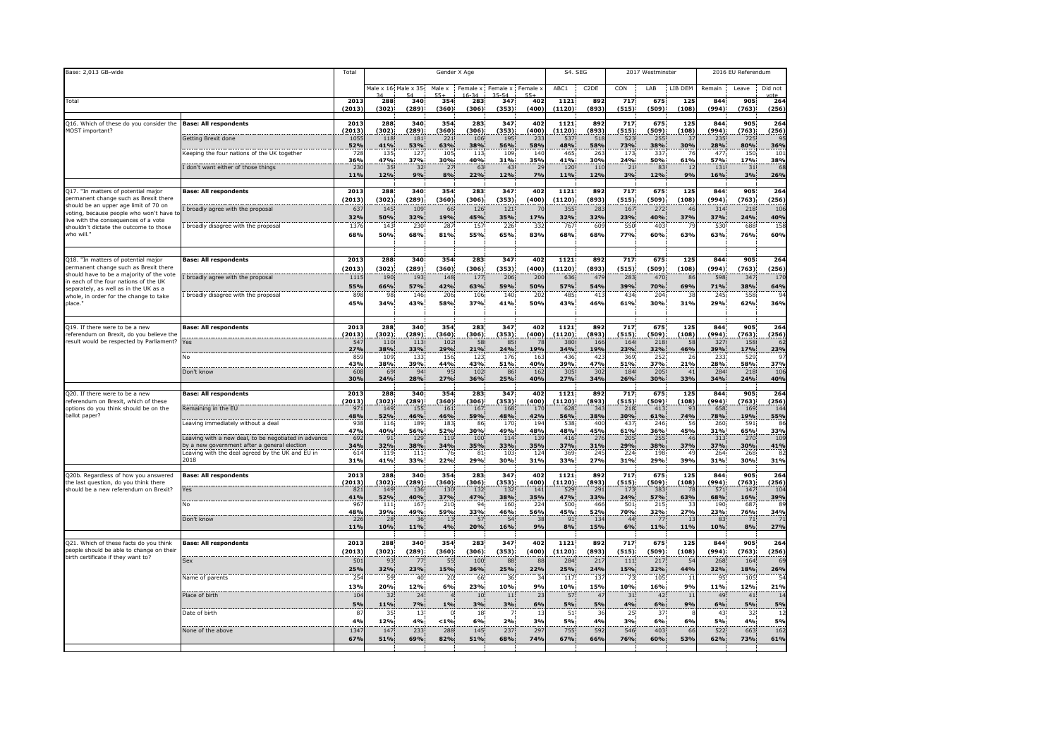| Base: 2,013 GB-wide | | Total | Gender X Age | | | | | | S4. SEG | | 2017 Westminster | | | 2016 EU Referendum | | |
|---|---|---|---|---|---|---|---|---|---|---|---|---|---|---|---|---|
| | | | Male x 16-34 | Male x 35-54 | Male x 55+ | Female x 16-34 | Female x 35-54 | Female x 55+ | ABC1 | C2DE | CON | LAB | LIB DEM | Remain | Leave | Did not vote |
| Total | | 2013 (2013) | 288 (302) | 340 (289) | 354 (360) | 283 (306) | 347 (353) | 402 (400) | 1121 (1120) | 892 (893) | 717 (515) | 675 (509) | 125 (108) | 844 (994) | 905 (763) | 264 (256) |
| Q16. Which of these do you consider the MOST important? | Base: All respondents | 2013 (2013) | 288 (302) | 340 (289) | 354 (360) | 283 (306) | 347 (353) | 402 (400) | 1121 (1120) | 892 (893) | 717 (515) | 675 (509) | 125 (108) | 844 (994) | 905 (763) | 264 (256) |
| | Getting Brexit done | 1055 52% | 118 41% | 181 53% | 221 63% | 106 38% | 195 56% | 233 58% | 537 48% | 518 58% | 523 73% | 255 38% | 37 30% | 235 28% | 725 80% | 95 36% |
| | Keeping the four nations of the UK together | 728 36% | 135 47% | 127 37% | 105 30% | 113 40% | 109 31% | 140 35% | 465 41% | 263 30% | 173 24% | 337 50% | 76 61% | 477 57% | 150 17% | 101 38% |
| | I don't want either of those things | 230 11% | 35 12% | 32 9% | 27 8% | 63 22% | 43 12% | 29 7% | 120 11% | 110 12% | 21 3% | 83 12% | 12 9% | 131 16% | 31 3% | 68 26% |
| Q17. "In matters of potential major permanent change such as Brexit there should be an upper age limit of 70 on voting, because people who won't have to live with the consequences of a vote shouldn't dictate the outcome to those who will." | Base: All respondents | 2013 (2013) | 288 (302) | 340 (289) | 354 (360) | 283 (306) | 347 (353) | 402 (400) | 1121 (1120) | 892 (893) | 717 (515) | 675 (509) | 125 (108) | 844 (994) | 905 (763) | 264 (256) |
| | I broadly agree with the proposal | 637 32% | 145 50% | 109 32% | 66 19% | 126 45% | 121 35% | 70 17% | 355 32% | 283 32% | 167 23% | 272 40% | 46 37% | 314 37% | 218 24% | 106 40% |
| | I broadly disagree with the proposal | 1376 68% | 143 50% | 230 68% | 287 81% | 157 55% | 226 65% | 332 83% | 767 68% | 609 68% | 550 77% | 403 60% | 79 63% | 530 63% | 688 76% | 158 60% |
| Q18. "In matters of potential major permanent change such as Brexit there should have to be a majority of the vote in each of the four nations of the UK separately, as well as in the UK as a whole, in order for the change to take place." | Base: All respondents | 2013 (2013) | 288 (302) | 340 (289) | 354 (360) | 283 (306) | 347 (353) | 402 (400) | 1121 (1120) | 892 (893) | 717 (515) | 675 (509) | 125 (108) | 844 (994) | 905 (763) | 264 (256) |
| | I broadly agree with the proposal | 1115 55% | 190 66% | 193 57% | 148 42% | 177 63% | 206 59% | 200 50% | 636 57% | 479 54% | 283 39% | 470 70% | 86 69% | 598 71% | 347 38% | 170 64% |
| | I broadly disagree with the proposal | 898 45% | 98 34% | 146 43% | 206 58% | 106 37% | 140 41% | 202 50% | 485 43% | 413 46% | 434 61% | 204 30% | 38 31% | 245 29% | 558 62% | 94 36% |
| Q19. If there were to be a new referendum on Brexit, do you believe the result would be respected by Parliament? | Base: All respondents | 2013 (2013) | 288 (302) | 340 (289) | 354 (360) | 283 (306) | 347 (353) | 402 (400) | 1121 (1120) | 892 (893) | 717 (515) | 675 (509) | 125 (108) | 844 (994) | 905 (763) | 264 (256) |
| | Yes | 547 27% | 110 38% | 113 33% | 102 29% | 58 21% | 85 24% | 78 19% | 380 34% | 166 19% | 164 23% | 218 32% | 58 46% | 327 39% | 158 17% | 62 23% |
| | No | 859 43% | 109 38% | 133 39% | 156 44% | 123 43% | 176 51% | 163 40% | 436 39% | 423 47% | 369 51% | 252 37% | 26 21% | 233 28% | 529 58% | 97 37% |
| | Don't know | 608 30% | 69 24% | 94 28% | 95 27% | 102 36% | 86 25% | 162 40% | 305 27% | 302 34% | 184 26% | 205 30% | 41 33% | 284 34% | 218 24% | 106 40% |
| Q20. If there were to be a new referendum on Brexit, which of these options do you think should be on the ballot paper? | Base: All respondents | 2013 (2013) | 288 (302) | 340 (289) | 354 (360) | 283 (306) | 347 (353) | 402 (400) | 1121 (1120) | 892 (893) | 717 (515) | 675 (509) | 125 (108) | 844 (994) | 905 (763) | 264 (256) |
| | Remaining in the EU | 971 48% | 149 52% | 155 46% | 161 46% | 167 59% | 168 48% | 170 42% | 628 56% | 343 38% | 218 30% | 413 61% | 93 74% | 658 78% | 169 19% | 144 55% |
| | Leaving immediately without a deal | 938 47% | 116 40% | 189 56% | 183 52% | 86 30% | 170 49% | 194 48% | 538 48% | 400 45% | 437 61% | 246 36% | 56 45% | 260 31% | 591 65% | 86 33% |
| | Leaving with a new deal, to be negotiated in advance by a new government after a general election | 692 34% | 91 32% | 129 38% | 119 34% | 100 35% | 114 33% | 139 35% | 416 37% | 276 31% | 205 29% | 255 38% | 46 37% | 313 37% | 270 30% | 109 41% |
| | Leaving with the deal agreed by the UK and EU in 2018 | 614 31% | 119 41% | 111 33% | 76 22% | 81 29% | 103 30% | 124 31% | 369 33% | 245 27% | 224 31% | 198 29% | 49 39% | 264 31% | 268 30% | 82 31% |
| Q20b. Regardless of how you answered the last question, do you think there should be a new referendum on Brexit? | Base: All respondents | 2013 (2013) | 288 (302) | 340 (289) | 354 (360) | 283 (306) | 347 (353) | 402 (400) | 1121 (1120) | 892 (893) | 717 (515) | 675 (509) | 125 (108) | 844 (994) | 905 (763) | 264 (256) |
| | Yes | 821 41% | 149 52% | 136 40% | 130 37% | 132 47% | 132 38% | 141 35% | 529 47% | 291 33% | 173 24% | 383 57% | 78 63% | 571 68% | 147 16% | 104 39% |
| | No | 967 48% | 111 39% | 167 49% | 210 59% | 94 33% | 160 46% | 224 56% | 500 45% | 466 52% | 501 70% | 215 32% | 33 27% | 190 23% | 687 76% | 89 34% |
| | Don't know | 226 11% | 28 10% | 36 11% | 13 4% | 57 20% | 54 16% | 38 9% | 91 8% | 134 15% | 44 6% | 77 11% | 13 11% | 83 10% | 71 8% | 71 27% |
| Q21. Which of these facts do you think people should be able to change on their birth certificate if they want to? | Base: All respondents | 2013 (2013) | 288 (302) | 340 (289) | 354 (360) | 283 (306) | 347 (353) | 402 (400) | 1121 (1120) | 892 (893) | 717 (515) | 675 (509) | 125 (108) | 844 (994) | 905 (763) | 264 (256) |
| | Sex | 501 25% | 93 32% | 77 23% | 55 15% | 100 36% | 88 25% | 88 22% | 284 25% | 217 24% | 111 15% | 217 32% | 54 44% | 268 32% | 164 18% | 69 26% |
| | Name of parents | 254 13% | 59 20% | 40 12% | 20 6% | 66 23% | 36 10% | 34 9% | 117 10% | 137 15% | 73 10% | 105 16% | 11 9% | 95 11% | 105 12% | 54 21% |
| | Place of birth | 104 5% | 32 11% | 24 7% | 4 1% | 10 3% | 11 3% | 23 6% | 57 5% | 47 5% | 31 4% | 42 6% | 11 9% | 49 6% | 41 5% | 14 5% |
| | Date of birth | 87 4% | 35 12% | 13 4% | 0 <1% | 18 6% | 7 2% | 13 3% | 51 5% | 36 4% | 25 3% | 37 6% | 8 6% | 43 5% | 32 4% | 12 5% |
| | None of the above | 1347 67% | 147 51% | 233 69% | 288 82% | 145 51% | 237 68% | 297 74% | 755 67% | 592 66% | 546 76% | 403 60% | 66 53% | 522 62% | 663 73% | 162 61% |